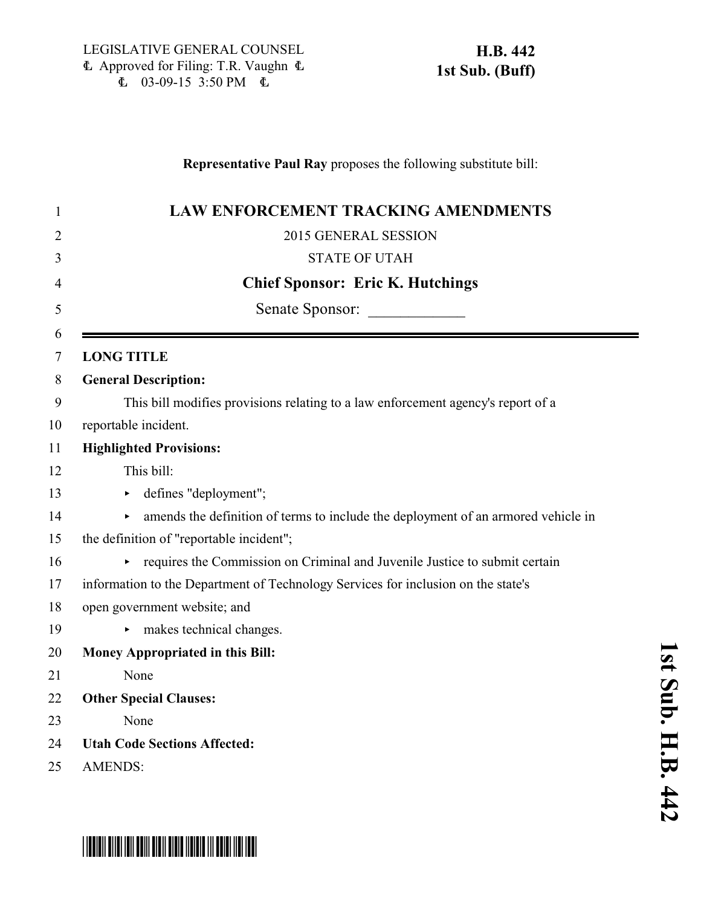LEGISLATIVE GENERAL COUNSEL
Approved for Filing: T.R. Vaughn
03-09-15 3:50 PM

**H.B. 442**
**1st Sub. (Buff)**

**Representative Paul Ray** proposes the following substitute bill:

# LAW ENFORCEMENT TRACKING AMENDMENTS

2015 GENERAL SESSION

STATE OF UTAH

**Chief Sponsor: Eric K. Hutchings**

Senate Sponsor: ____________

**LONG TITLE**

**General Description:**

This bill modifies provisions relating to a law enforcement agency's report of a reportable incident.

**Highlighted Provisions:**

This bill:

- defines "deployment";
- amends the definition of terms to include the deployment of an armored vehicle in the definition of "reportable incident";
- requires the Commission on Criminal and Juvenile Justice to submit certain information to the Department of Technology Services for inclusion on the state's open government website; and
- makes technical changes.

**Money Appropriated in this Bill:**

None

**Other Special Clauses:**

None

**Utah Code Sections Affected:**

AMENDS: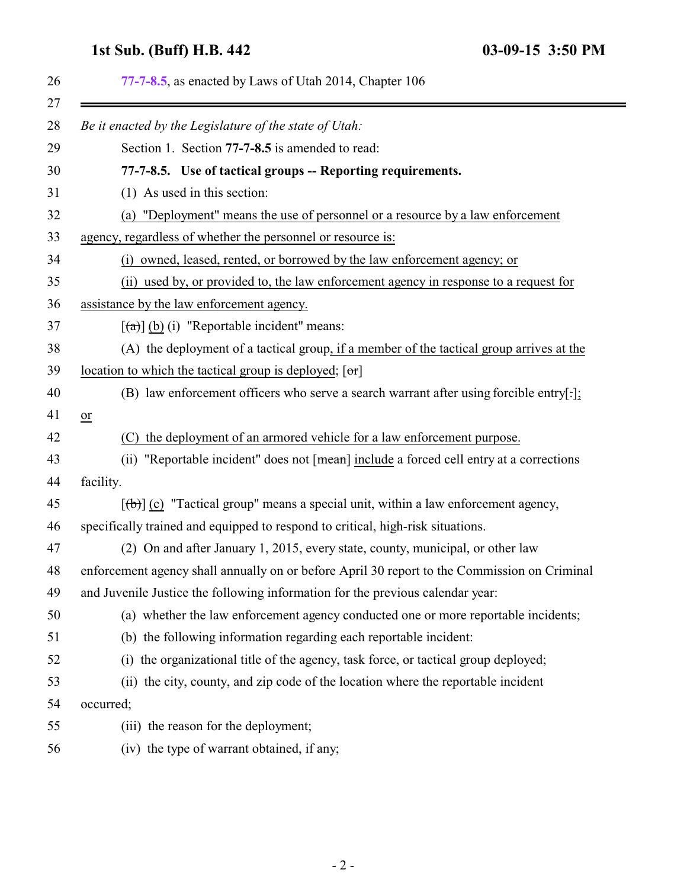77-7-8.5, as enacted by Laws of Utah 2014, Chapter 106

---

*Be it enacted by the Legislature of the state of Utah:*

Section 1. Section **77-7-8.5** is amended to read:

**77-7-8.5. Use of tactical groups -- Reporting requirements.**

(1) As used in this section:

(a) "Deployment" means the use of personnel or a resource by a law enforcement agency, regardless of whether the personnel or resource is:

(i) owned, leased, rented, or borrowed by the law enforcement agency; or

(ii) used by, or provided to, the law enforcement agency in response to a request for assistance by the law enforcement agency.

[~~(a)~~] (b) (i) "Reportable incident" means:

(A) the deployment of a tactical group, if a member of the tactical group arrives at the location to which the tactical group is deployed; [~~or~~]

(B) law enforcement officers who serve a search warrant after using forcible entry[~~.~~]; or

(C) the deployment of an armored vehicle for a law enforcement purpose.

(ii) "Reportable incident" does not [~~mean~~] include a forced cell entry at a corrections facility.

[~~(b)~~] (c) "Tactical group" means a special unit, within a law enforcement agency, specifically trained and equipped to respond to critical, high-risk situations.

(2) On and after January 1, 2015, every state, county, municipal, or other law enforcement agency shall annually on or before April 30 report to the Commission on Criminal and Juvenile Justice the following information for the previous calendar year:

(a) whether the law enforcement agency conducted one or more reportable incidents;

(b) the following information regarding each reportable incident:

(i) the organizational title of the agency, task force, or tactical group deployed;

(ii) the city, county, and zip code of the location where the reportable incident occurred;

(iii) the reason for the deployment;

(iv) the type of warrant obtained, if any;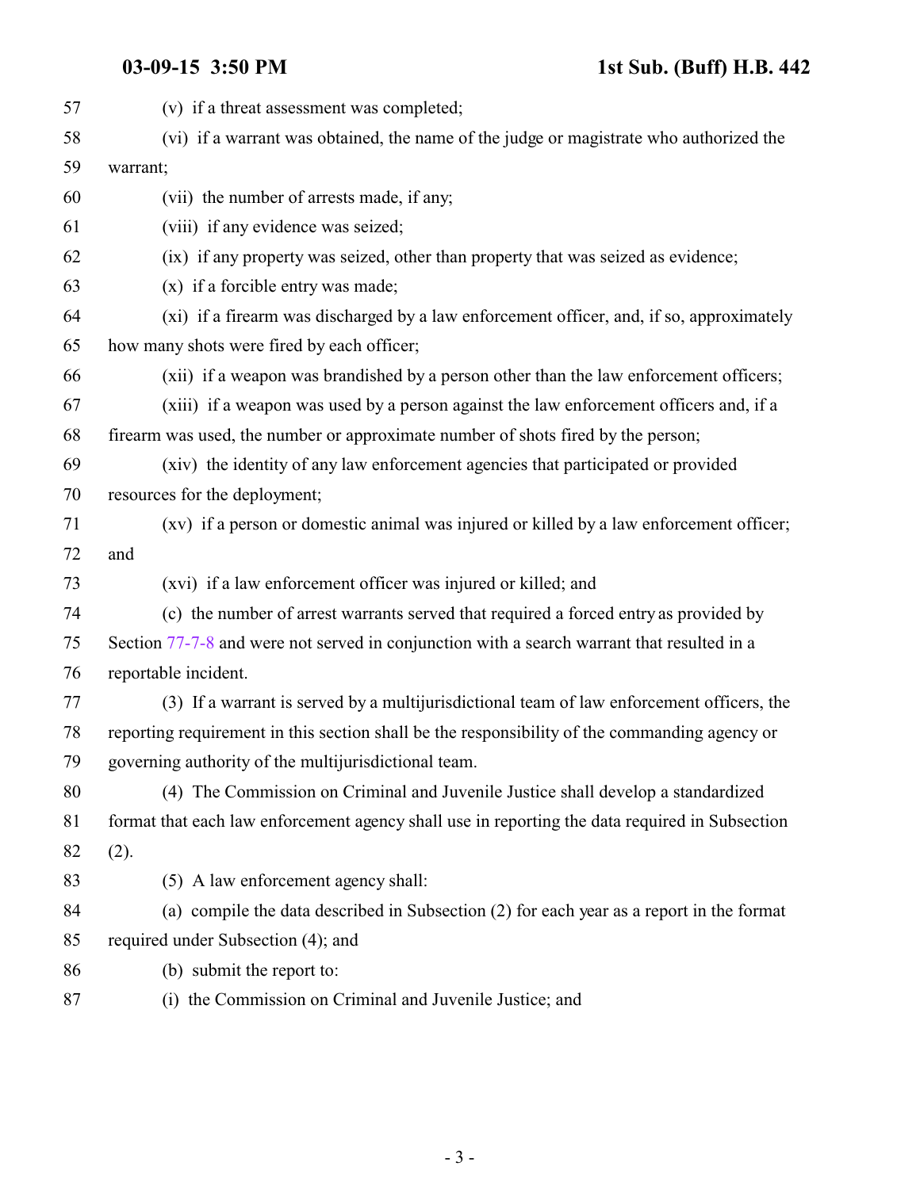(v) if a threat assessment was completed;

(vi) if a warrant was obtained, the name of the judge or magistrate who authorized the warrant;

(vii) the number of arrests made, if any;

(viii) if any evidence was seized;

(ix) if any property was seized, other than property that was seized as evidence;

(x) if a forcible entry was made;

(xi) if a firearm was discharged by a law enforcement officer, and, if so, approximately how many shots were fired by each officer;

(xii) if a weapon was brandished by a person other than the law enforcement officers;

(xiii) if a weapon was used by a person against the law enforcement officers and, if a firearm was used, the number or approximate number of shots fired by the person;

(xiv) the identity of any law enforcement agencies that participated or provided resources for the deployment;

(xv) if a person or domestic animal was injured or killed by a law enforcement officer; and

(xvi) if a law enforcement officer was injured or killed; and

(c) the number of arrest warrants served that required a forced entry as provided by Section 77-7-8 and were not served in conjunction with a search warrant that resulted in a reportable incident.

(3) If a warrant is served by a multijurisdictional team of law enforcement officers, the reporting requirement in this section shall be the responsibility of the commanding agency or governing authority of the multijurisdictional team.

(4) The Commission on Criminal and Juvenile Justice shall develop a standardized format that each law enforcement agency shall use in reporting the data required in Subsection (2).

(5) A law enforcement agency shall:

(a) compile the data described in Subsection (2) for each year as a report in the format required under Subsection (4); and

(b) submit the report to:

(i) the Commission on Criminal and Juvenile Justice; and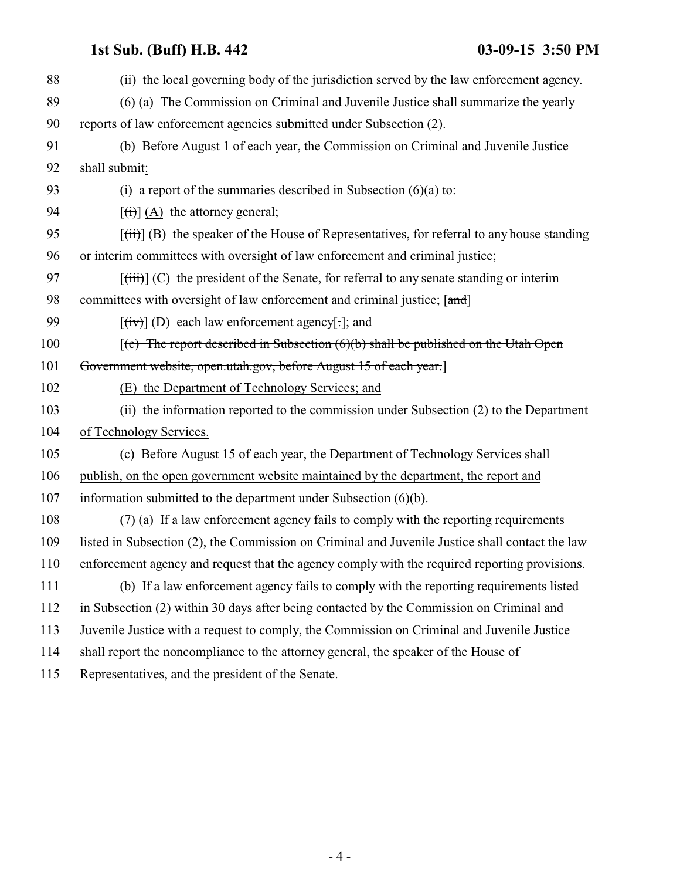88 (ii) the local governing body of the jurisdiction served by the law enforcement agency.

89 (6) (a) The Commission on Criminal and Juvenile Justice shall summarize the yearly

90 reports of law enforcement agencies submitted under Subsection (2).

91 (b) Before August 1 of each year, the Commission on Criminal and Juvenile Justice

92 shall submit:

93 (i) a report of the summaries described in Subsection (6)(a) to:

94 [~~(i)~~] (A) the attorney general;

95 [~~(ii)~~] (B) the speaker of the House of Representatives, for referral to any house standing

96 or interim committees with oversight of law enforcement and criminal justice;

97 [~~(iii)~~] (C) the president of the Senate, for referral to any senate standing or interim

98 committees with oversight of law enforcement and criminal justice; [~~and~~]

99 [~~(iv)~~] (D) each law enforcement agency[~~.~~]; and

100 [~~(c) The report described in Subsection (6)(b) shall be published on the Utah Open~~

101 ~~Government website, open.utah.gov, before August 15 of each year.~~]

102 (E) the Department of Technology Services; and

103 (ii) the information reported to the commission under Subsection (2) to the Department

104 of Technology Services.

105 (c) Before August 15 of each year, the Department of Technology Services shall

106 publish, on the open government website maintained by the department, the report and

107 information submitted to the department under Subsection (6)(b).

108 (7) (a) If a law enforcement agency fails to comply with the reporting requirements

109 listed in Subsection (2), the Commission on Criminal and Juvenile Justice shall contact the law

110 enforcement agency and request that the agency comply with the required reporting provisions.

111 (b) If a law enforcement agency fails to comply with the reporting requirements listed

112 in Subsection (2) within 30 days after being contacted by the Commission on Criminal and

113 Juvenile Justice with a request to comply, the Commission on Criminal and Juvenile Justice

114 shall report the noncompliance to the attorney general, the speaker of the House of

115 Representatives, and the president of the Senate.